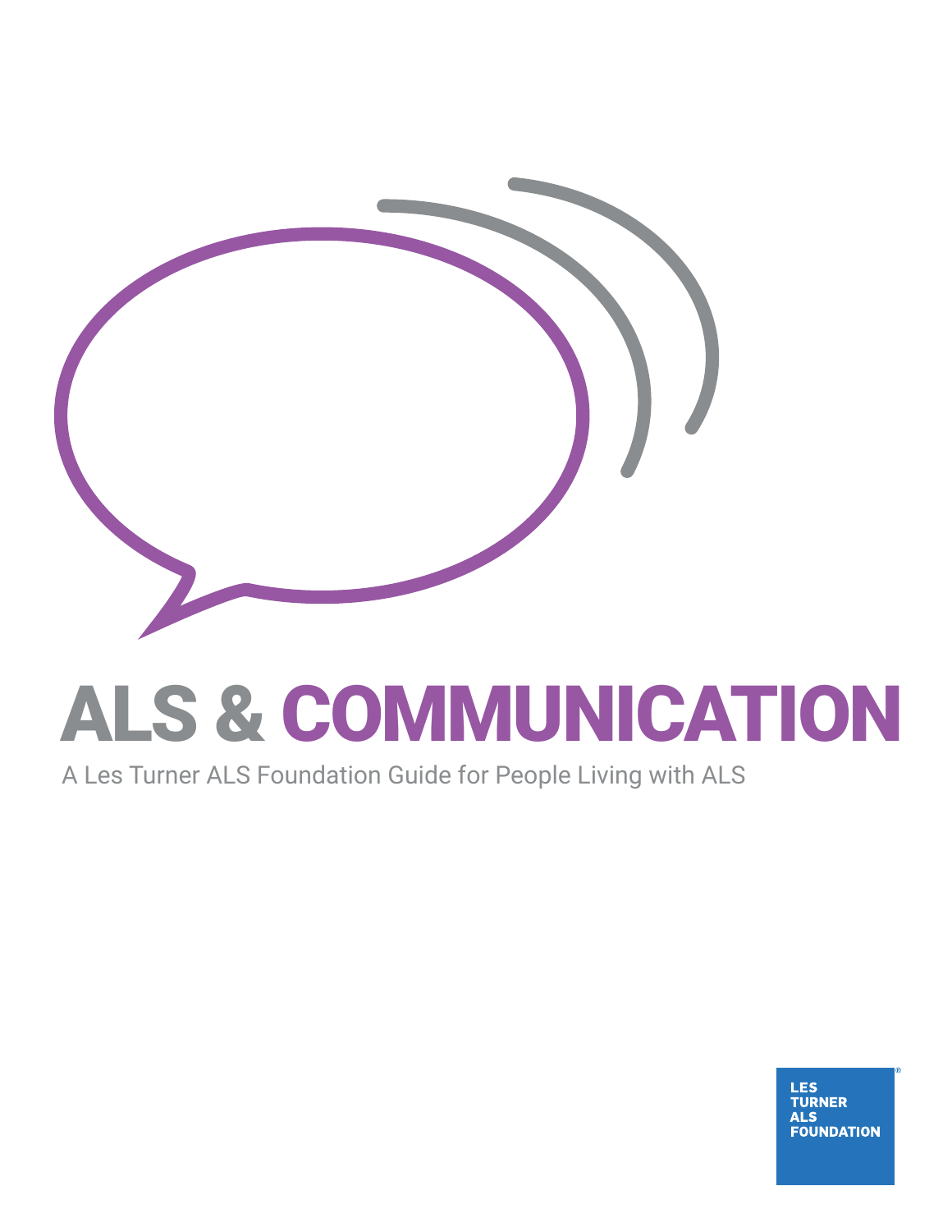# ALS & COMMUNICATION

A Les Turner ALS Foundation Guide for People Living with ALS

LES TURNER ALS FOUNDATION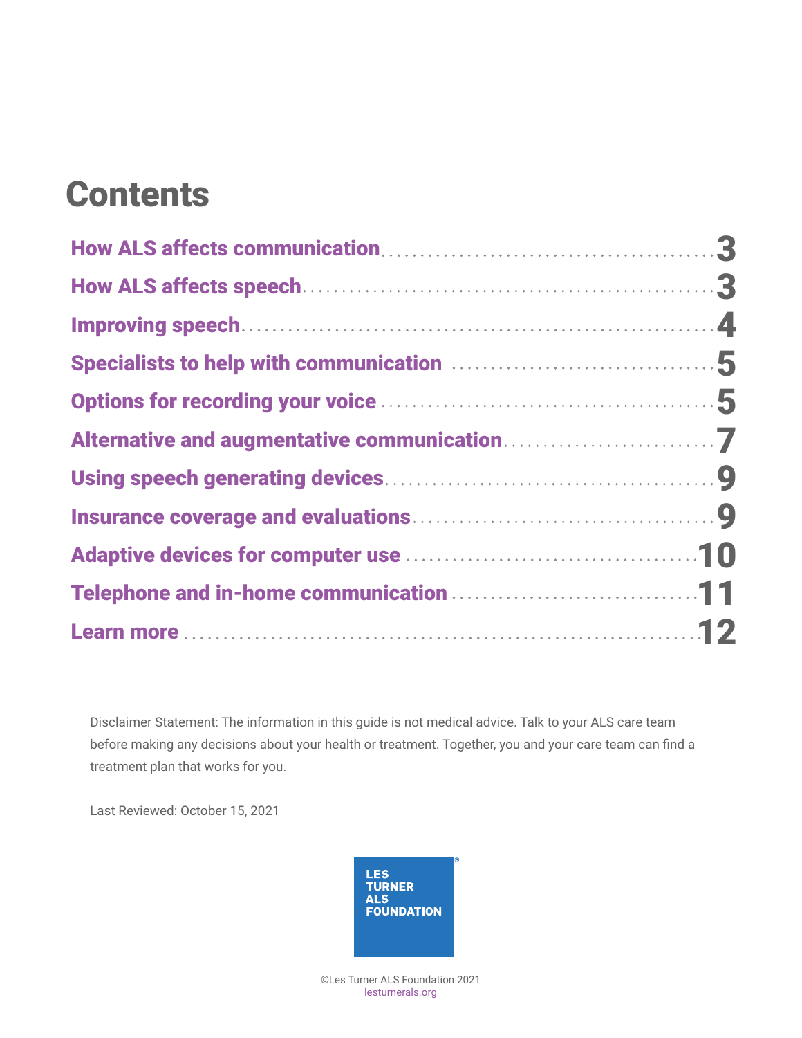# Contents

| Section | Page |
| --- | --- |
| How ALS affects communication | 3 |
| How ALS affects speech | 3 |
| Improving speech | 4 |
| Specialists to help with communication | 5 |
| Options for recording your voice | 5 |
| Alternative and augmentative communication | 7 |
| Using speech generating devices | 9 |
| Insurance coverage and evaluations | 9 |
| Adaptive devices for computer use | 10 |
| Telephone and in-home communication | 11 |
| Learn more | 12 |

Disclaimer Statement: The information in this guide is not medical advice. Talk to your ALS care team before making any decisions about your health or treatment. Together, you and your care team can find a treatment plan that works for you.

Last Reviewed: October 15, 2021

LES TURNER ALS FOUNDATION®

©Les Turner ALS Foundation 2021
lesturnerals.org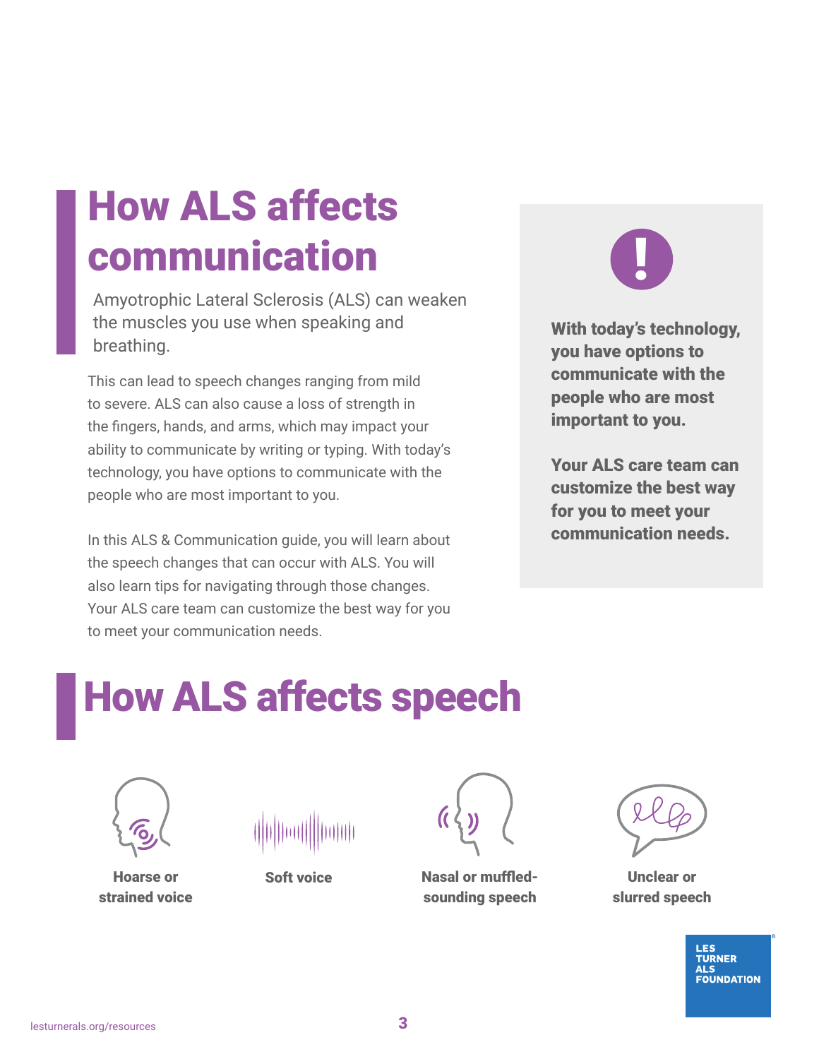# How ALS affects communication

Amyotrophic Lateral Sclerosis (ALS) can weaken the muscles you use when speaking and breathing.

This can lead to speech changes ranging from mild to severe. ALS can also cause a loss of strength in the fingers, hands, and arms, which may impact your ability to communicate by writing or typing. With today's technology, you have options to communicate with the people who are most important to you.

In this ALS & Communication guide, you will learn about the speech changes that can occur with ALS. You will also learn tips for navigating through those changes. Your ALS care team can customize the best way for you to meet your communication needs.

**With today's technology, you have options to communicate with the people who are most important to you.**

**Your ALS care team can customize the best way for you to meet your communication needs.**

# How ALS affects speech

**Hoarse or strained voice**

**Soft voice**

**Nasal or muffled-sounding speech**

**Unclear or slurred speech**

LES TURNER ALS FOUNDATION

lesturnerals.org/resources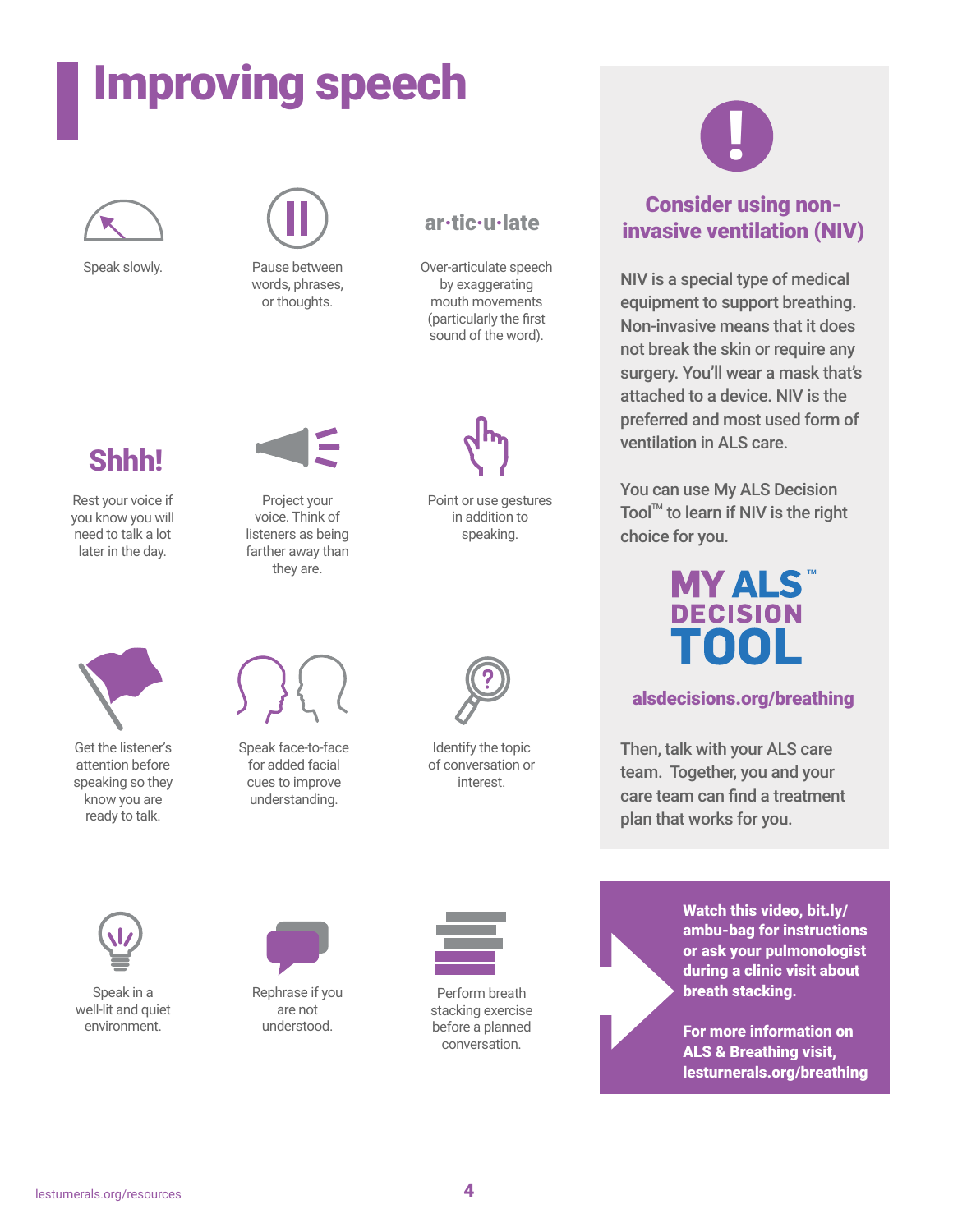# Improving speech

Speak slowly.

Pause between words, phrases, or thoughts.

ar·tic·u·late

Over-articulate speech by exaggerating mouth movements (particularly the first sound of the word).

**Shhh!**

Rest your voice if you know you will need to talk a lot later in the day.

Project your voice. Think of listeners as being farther away than they are.

Point or use gestures in addition to speaking.

Get the listener's attention before speaking so they know you are ready to talk.

Speak face-to-face for added facial cues to improve understanding.

Identify the topic of conversation or interest.

Speak in a well-lit and quiet environment.

Rephrase if you are not understood.

Perform breath stacking exercise before a planned conversation.

## Consider using non-invasive ventilation (NIV)

NIV is a special type of medical equipment to support breathing. Non-invasive means that it does not break the skin or require any surgery. You'll wear a mask that's attached to a device. NIV is the preferred and most used form of ventilation in ALS care.

You can use My ALS Decision Tool™ to learn if NIV is the right choice for you.

MY ALS™ DECISION TOOL

**alsdecisions.org/breathing**

Then, talk with your ALS care team. Together, you and your care team can find a treatment plan that works for you.

**Watch this video, bit.ly/ambu-bag for instructions or ask your pulmonologist during a clinic visit about breath stacking.**

**For more information on ALS & Breathing visit, lesturnerals.org/breathing**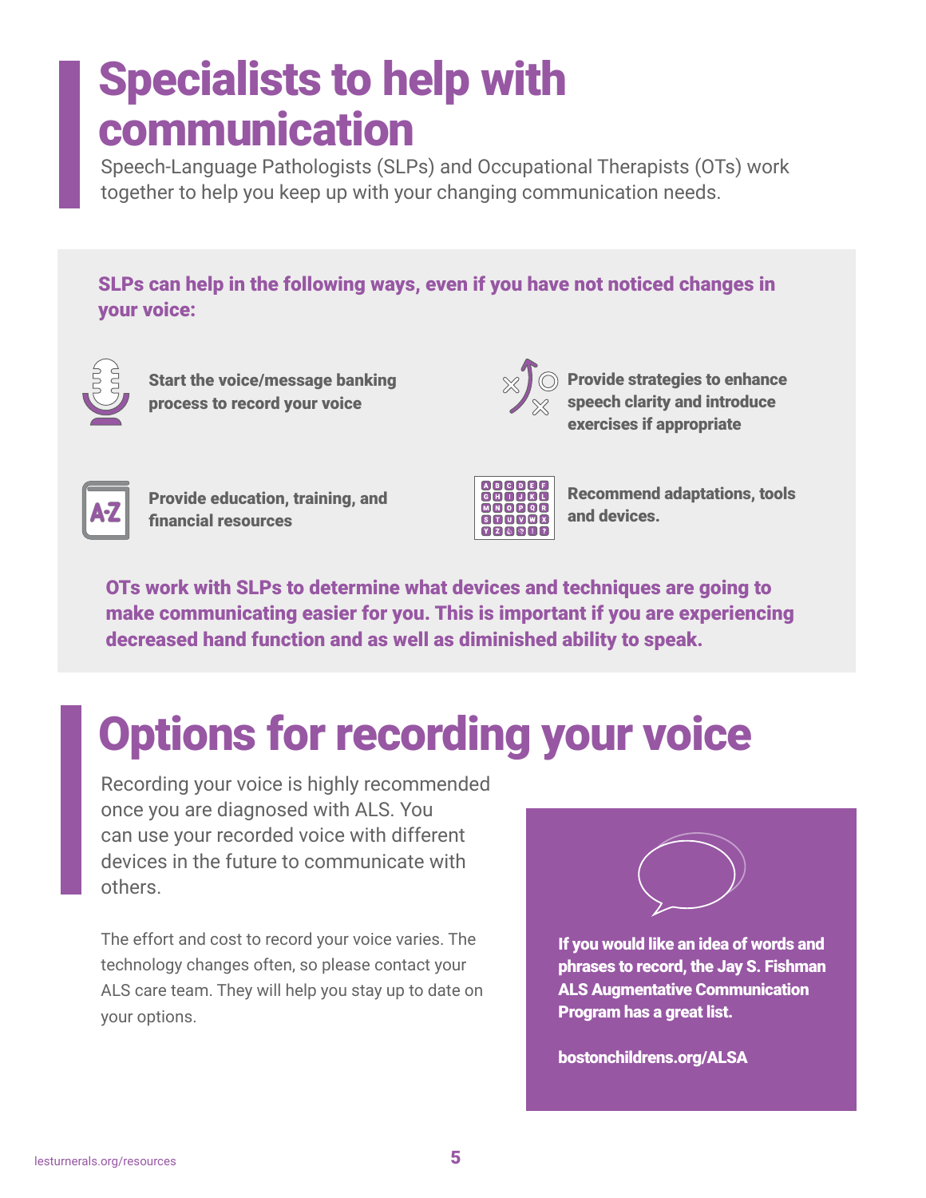# Specialists to help with communication

Speech-Language Pathologists (SLPs) and Occupational Therapists (OTs) work together to help you keep up with your changing communication needs.

**SLPs can help in the following ways, even if you have not noticed changes in your voice:**

- **Start the voice/message banking process to record your voice**
- **Provide strategies to enhance speech clarity and introduce exercises if appropriate**
- **Provide education, training, and financial resources**
- **Recommend adaptations, tools and devices.**

**OTs work with SLPs to determine what devices and techniques are going to make communicating easier for you. This is important if you are experiencing decreased hand function and as well as diminished ability to speak.**

# Options for recording your voice

Recording your voice is highly recommended once you are diagnosed with ALS. You can use your recorded voice with different devices in the future to communicate with others.

The effort and cost to record your voice varies. The technology changes often, so please contact your ALS care team. They will help you stay up to date on your options.

**If you would like an idea of words and phrases to record, the Jay S. Fishman ALS Augmentative Communication Program has a great list.**

**bostonchildrens.org/ALSA**

lesturnerals.org/resources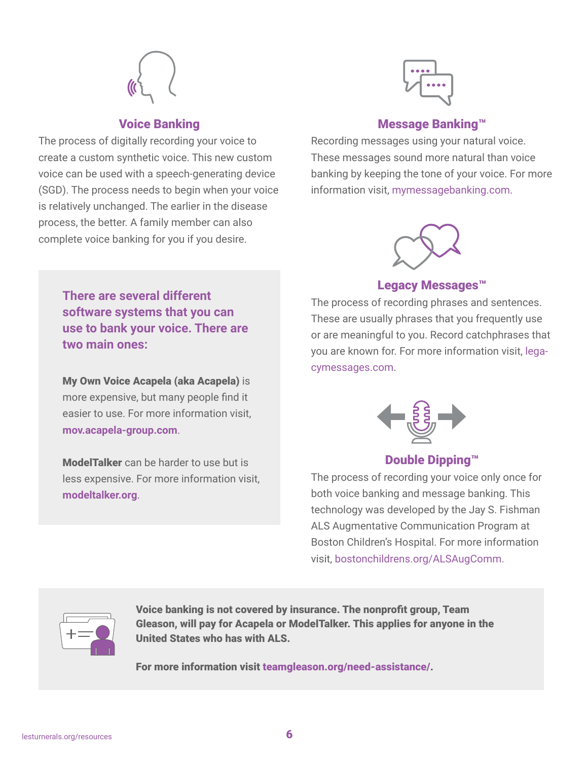## Voice Banking

The process of digitally recording your voice to create a custom synthetic voice. This new custom voice can be used with a speech-generating device (SGD). The process needs to begin when your voice is relatively unchanged. The earlier in the disease process, the better. A family member can also complete voice banking for you if you desire.

### There are several different software systems that you can use to bank your voice. There are two main ones:

**My Own Voice Acapela (aka Acapela)** is more expensive, but many people find it easier to use. For more information visit, **mov.acapela-group.com**.

**ModelTalker** can be harder to use but is less expensive. For more information visit, **modeltalker.org**.

## Message Banking™

Recording messages using your natural voice. These messages sound more natural than voice banking by keeping the tone of your voice. For more information visit, mymessagebanking.com.

## Legacy Messages™

The process of recording phrases and sentences. These are usually phrases that you frequently use or are meaningful to you. Record catchphrases that you are known for. For more information visit, legacymessages.com.

## Double Dipping™

The process of recording your voice only once for both voice banking and message banking. This technology was developed by the Jay S. Fishman ALS Augmentative Communication Program at Boston Children's Hospital. For more information visit, bostonchildrens.org/ALSAugComm.

**Voice banking is not covered by insurance. The nonprofit group, Team Gleason, will pay for Acapela or ModelTalker. This applies for anyone in the United States who has with ALS.**

**For more information visit teamgleason.org/need-assistance/.**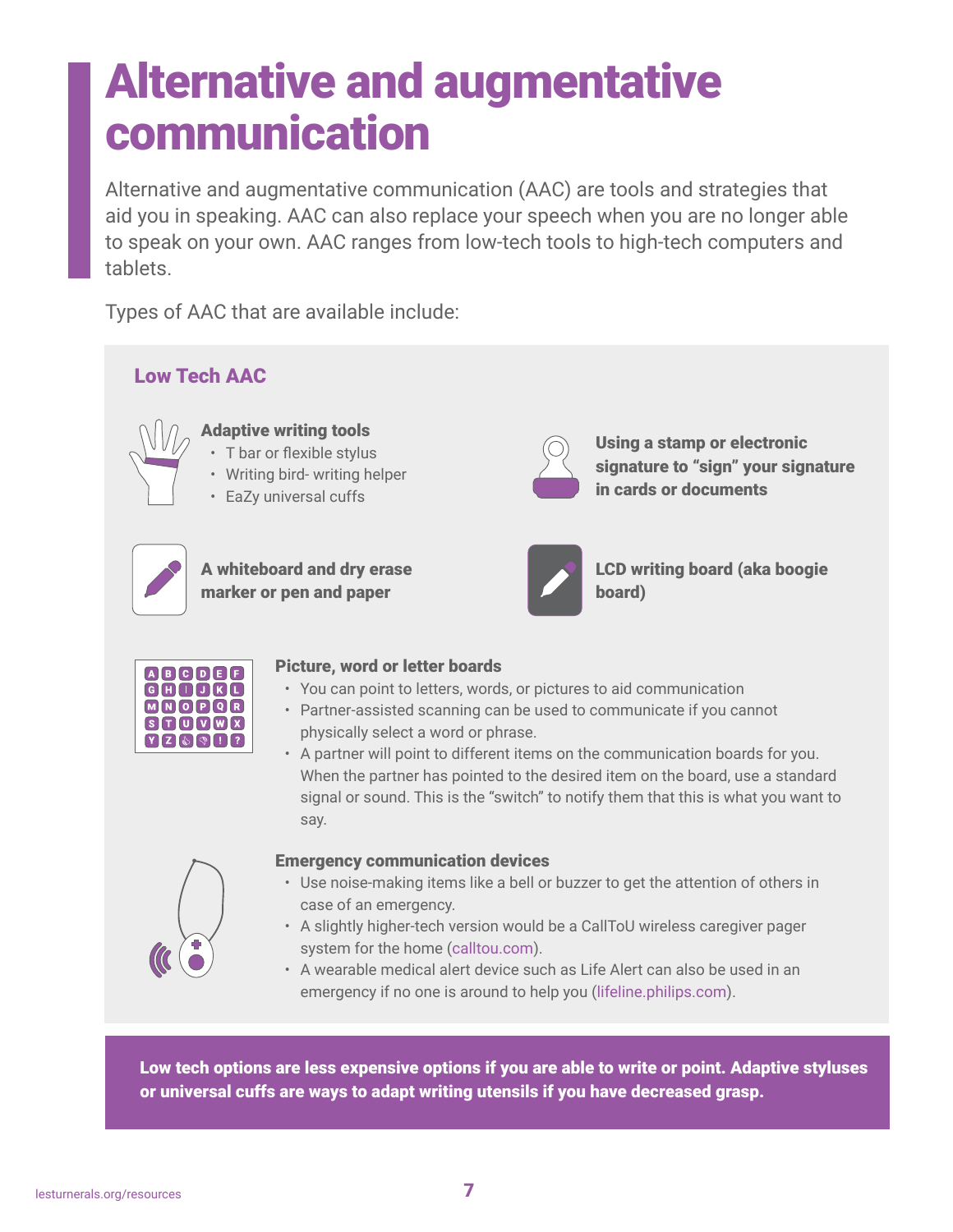# Alternative and augmentative communication

Alternative and augmentative communication (AAC) are tools and strategies that aid you in speaking. AAC can also replace your speech when you are no longer able to speak on your own. AAC ranges from low-tech tools to high-tech computers and tablets.

Types of AAC that are available include:

## Low Tech AAC

**Adaptive writing tools**

- T bar or flexible stylus
- Writing bird- writing helper
- EaZy universal cuffs

**Using a stamp or electronic signature to "sign" your signature in cards or documents**

**A whiteboard and dry erase marker or pen and paper**

**LCD writing board (aka boogie board)**

**Picture, word or letter boards**

- You can point to letters, words, or pictures to aid communication
- Partner-assisted scanning can be used to communicate if you cannot physically select a word or phrase.
- A partner will point to different items on the communication boards for you. When the partner has pointed to the desired item on the board, use a standard signal or sound. This is the "switch" to notify them that this is what you want to say.

**Emergency communication devices**

- Use noise-making items like a bell or buzzer to get the attention of others in case of an emergency.
- A slightly higher-tech version would be a CallToU wireless caregiver pager system for the home (calltou.com).
- A wearable medical alert device such as Life Alert can also be used in an emergency if no one is around to help you (lifeline.philips.com).

**Low tech options are less expensive options if you are able to write or point. Adaptive styluses or universal cuffs are ways to adapt writing utensils if you have decreased grasp.**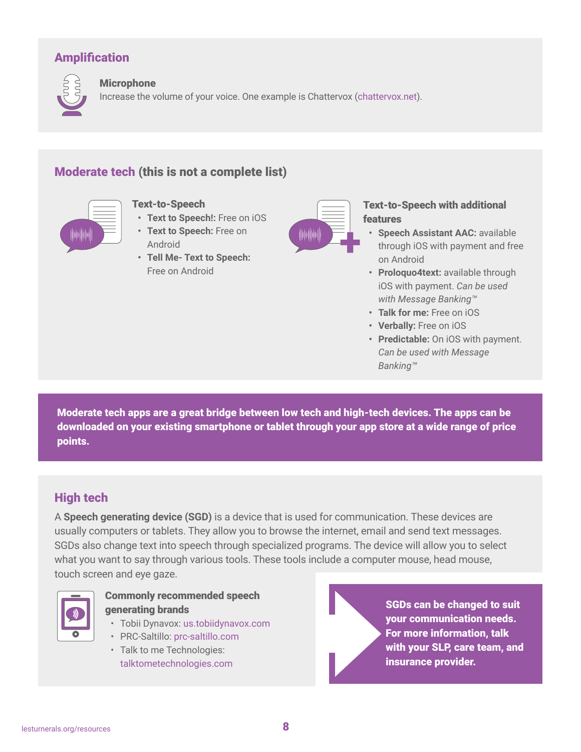## Amplification

### Microphone

Increase the volume of your voice. One example is Chattervox (chattervox.net).

## Moderate tech (this is not a complete list)

### Text-to-Speech

- **Text to Speech!:** Free on iOS
- **Text to Speech:** Free on Android
- **Tell Me- Text to Speech:** Free on Android

### Text-to-Speech with additional features

- **Speech Assistant AAC:** available through iOS with payment and free on Android
- **Proloquo4text:** available through iOS with payment. *Can be used with Message Banking™*
- **Talk for me:** Free on iOS
- **Verbally:** Free on iOS
- **Predictable:** On iOS with payment. *Can be used with Message Banking™*

**Moderate tech apps are a great bridge between low tech and high-tech devices. The apps can be downloaded on your existing smartphone or tablet through your app store at a wide range of price points.**

## High tech

A **Speech generating device (SGD)** is a device that is used for communication. These devices are usually computers or tablets. They allow you to browse the internet, email and send text messages. SGDs also change text into speech through specialized programs. The device will allow you to select what you want to say through various tools. These tools include a computer mouse, head mouse, touch screen and eye gaze.

### Commonly recommended speech generating brands

- Tobii Dynavox: us.tobiidynavox.com
- PRC-Saltillo: prc-saltillo.com
- Talk to me Technologies: talktometechnologies.com

**SGDs can be changed to suit your communication needs. For more information, talk with your SLP, care team, and insurance provider.**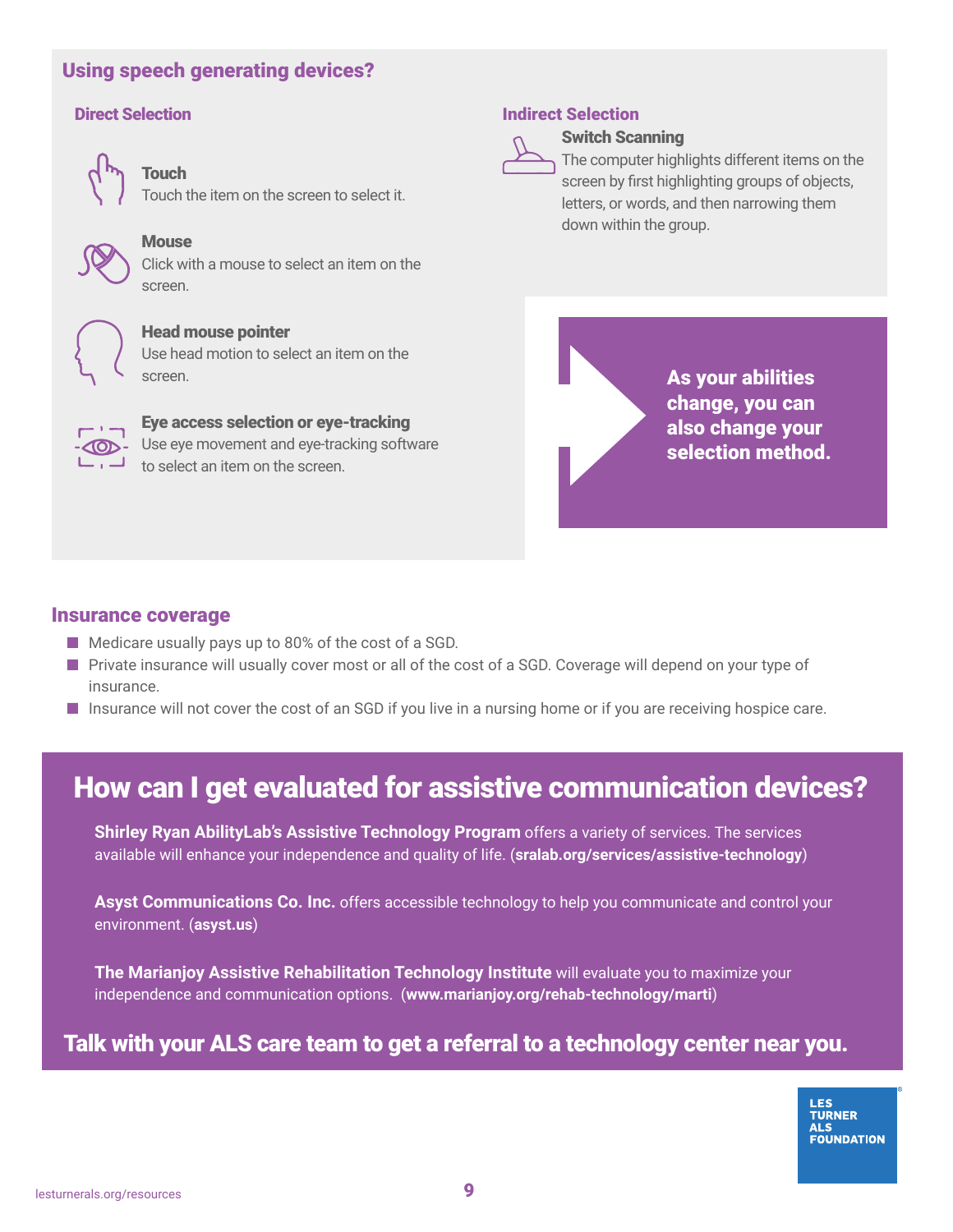## Using speech generating devices?

### Direct Selection

**Touch**
Touch the item on the screen to select it.

**Mouse**
Click with a mouse to select an item on the screen.

**Head mouse pointer**
Use head motion to select an item on the screen.

**Eye access selection or eye-tracking**
Use eye movement and eye-tracking software to select an item on the screen.

### Indirect Selection

**Switch Scanning**
The computer highlights different items on the screen by first highlighting groups of objects, letters, or words, and then narrowing them down within the group.

**As your abilities change, you can also change your selection method.**

## Insurance coverage

- Medicare usually pays up to 80% of the cost of a SGD.
- Private insurance will usually cover most or all of the cost of a SGD. Coverage will depend on your type of insurance.
- Insurance will not cover the cost of an SGD if you live in a nursing home or if you are receiving hospice care.

## How can I get evaluated for assistive communication devices?

**Shirley Ryan AbilityLab's Assistive Technology Program** offers a variety of services. The services available will enhance your independence and quality of life. (**sralab.org/services/assistive-technology**)

**Asyst Communications Co. Inc.** offers accessible technology to help you communicate and control your environment. (**asyst.us**)

**The Marianjoy Assistive Rehabilitation Technology Institute** will evaluate you to maximize your independence and communication options. (**www.marianjoy.org/rehab-technology/marti**)

**Talk with your ALS care team to get a referral to a technology center near you.**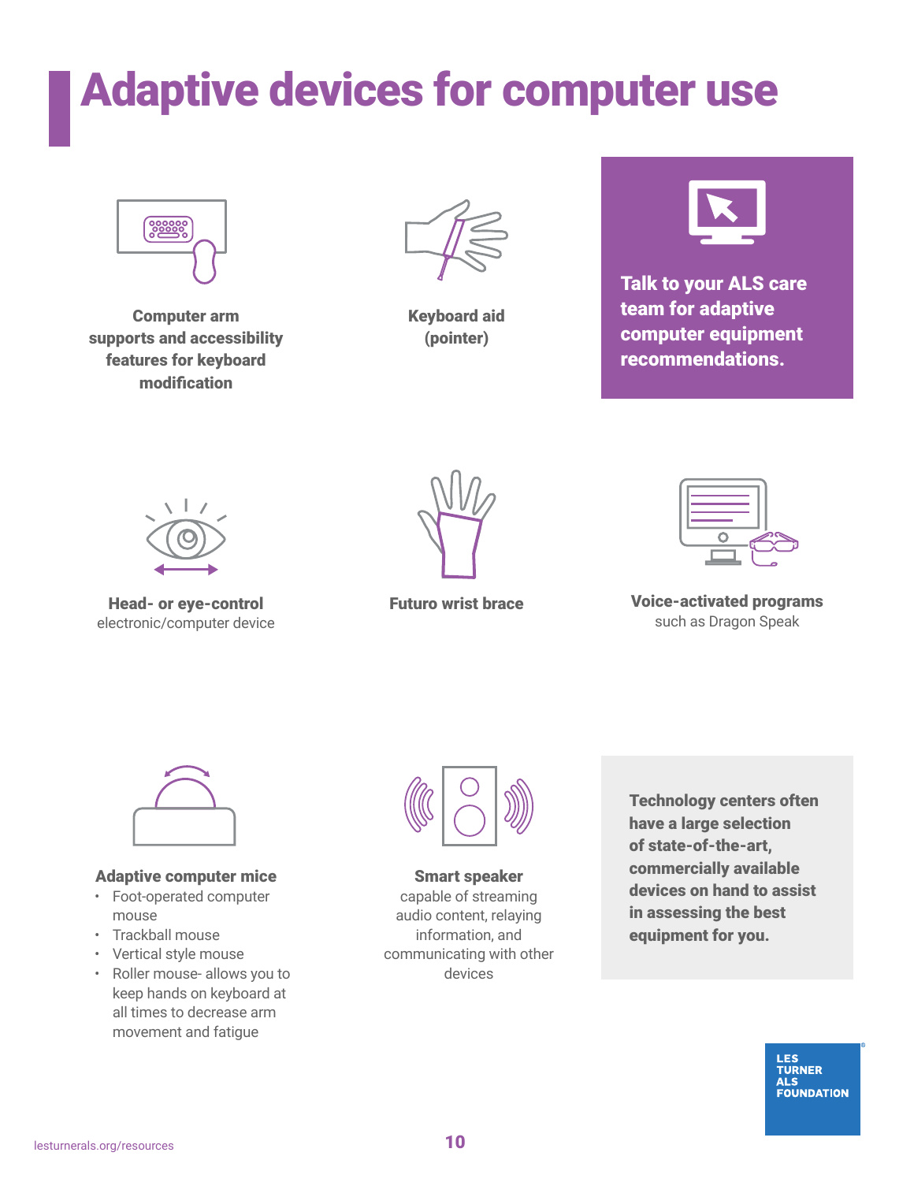# Adaptive devices for computer use

**Computer arm supports and accessibility features for keyboard modification**

**Keyboard aid (pointer)**

**Talk to your ALS care team for adaptive computer equipment recommendations.**

**Head- or eye-control** electronic/computer device

**Futuro wrist brace**

**Voice-activated programs** such as Dragon Speak

**Adaptive computer mice**

- Foot-operated computer mouse
- Trackball mouse
- Vertical style mouse
- Roller mouse- allows you to keep hands on keyboard at all times to decrease arm movement and fatigue

**Smart speaker** capable of streaming audio content, relaying information, and communicating with other devices

**Technology centers often have a large selection of state-of-the-art, commercially available devices on hand to assist in assessing the best equipment for you.**

LES TURNER ALS FOUNDATION

lesturnerals.org/resources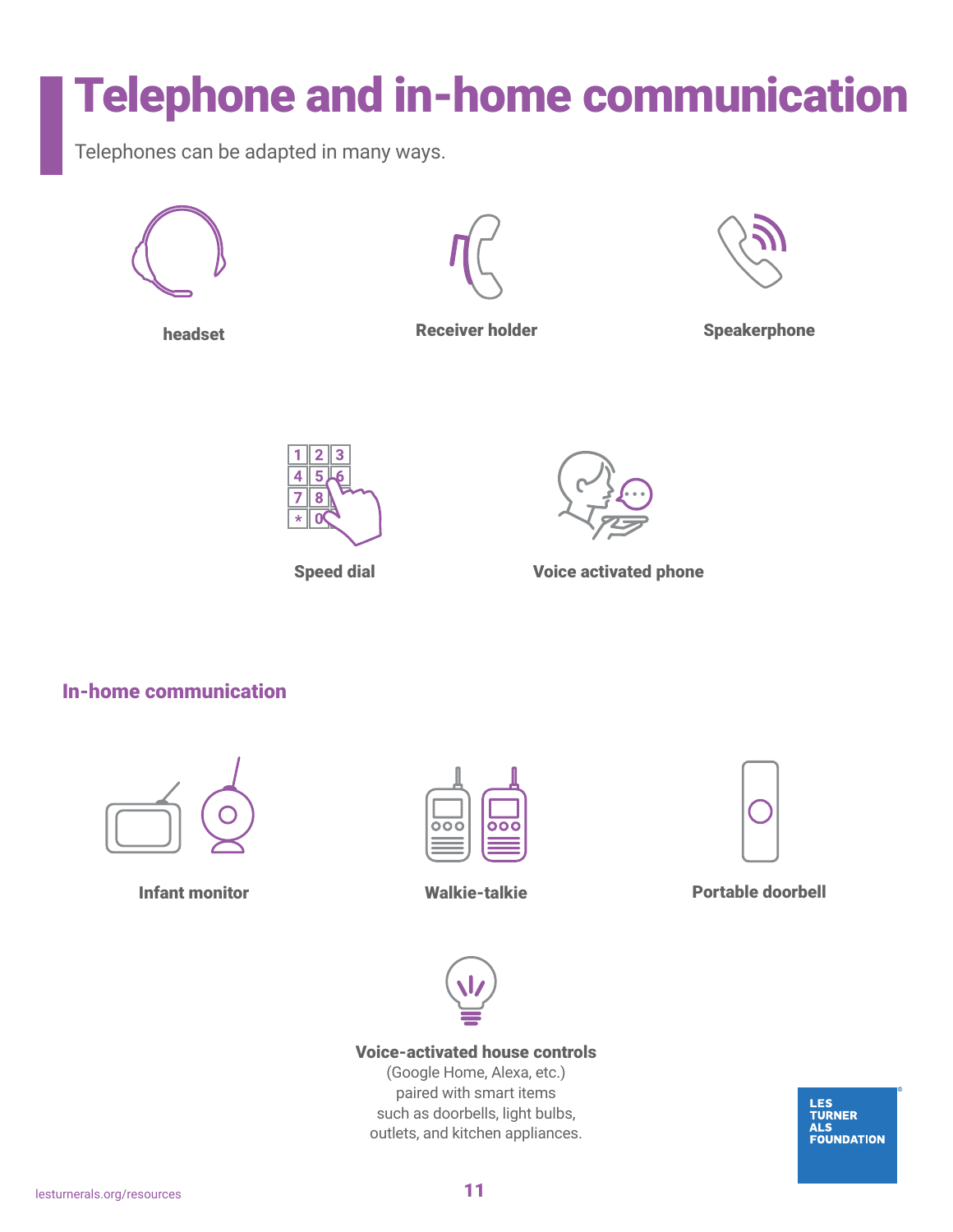# Telephone and in-home communication

Telephones can be adapted in many ways.

**headset**

**Receiver holder**

**Speakerphone**

**Speed dial**

**Voice activated phone**

## In-home communication

**Infant monitor**

**Walkie-talkie**

**Portable doorbell**

**Voice-activated house controls**
(Google Home, Alexa, etc.)
paired with smart items
such as doorbells, light bulbs,
outlets, and kitchen appliances.

LES TURNER ALS FOUNDATION

lesturnerals.org/resources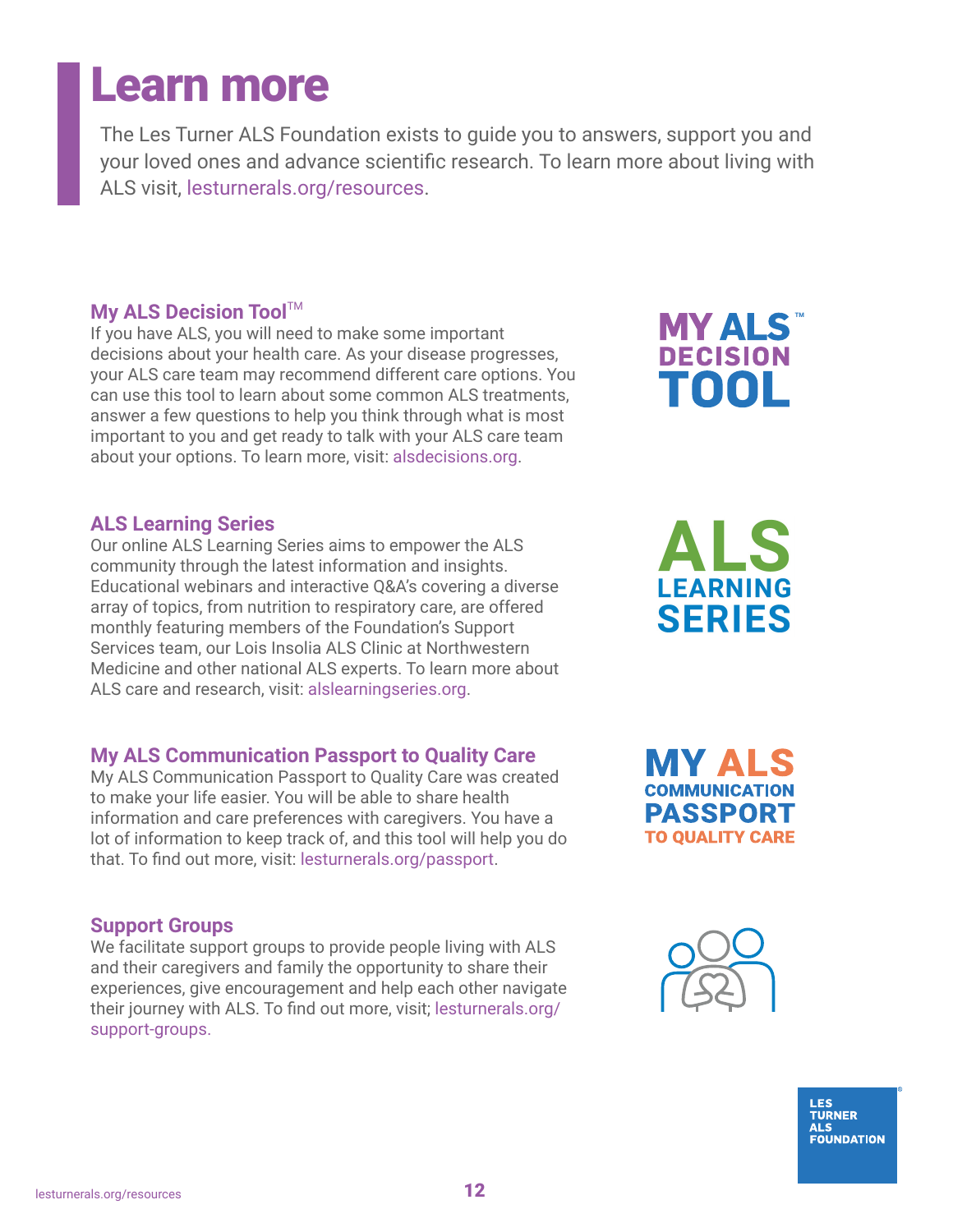# Learn more

The Les Turner ALS Foundation exists to guide you to answers, support you and your loved ones and advance scientific research. To learn more about living with ALS visit, lesturnerals.org/resources.

### My ALS Decision Tool™

If you have ALS, you will need to make some important decisions about your health care. As your disease progresses, your ALS care team may recommend different care options. You can use this tool to learn about some common ALS treatments, answer a few questions to help you think through what is most important to you and get ready to talk with your ALS care team about your options. To learn more, visit: alsdecisions.org.

### ALS Learning Series

Our online ALS Learning Series aims to empower the ALS community through the latest information and insights. Educational webinars and interactive Q&A's covering a diverse array of topics, from nutrition to respiratory care, are offered monthly featuring members of the Foundation's Support Services team, our Lois Insolia ALS Clinic at Northwestern Medicine and other national ALS experts. To learn more about ALS care and research, visit: alslearningseries.org.

### My ALS Communication Passport to Quality Care

My ALS Communication Passport to Quality Care was created to make your life easier. You will be able to share health information and care preferences with caregivers. You have a lot of information to keep track of, and this tool will help you do that. To find out more, visit: lesturnerals.org/passport.

### Support Groups

We facilitate support groups to provide people living with ALS and their caregivers and family the opportunity to share their experiences, give encouragement and help each other navigate their journey with ALS. To find out more, visit; lesturnerals.org/support-groups.